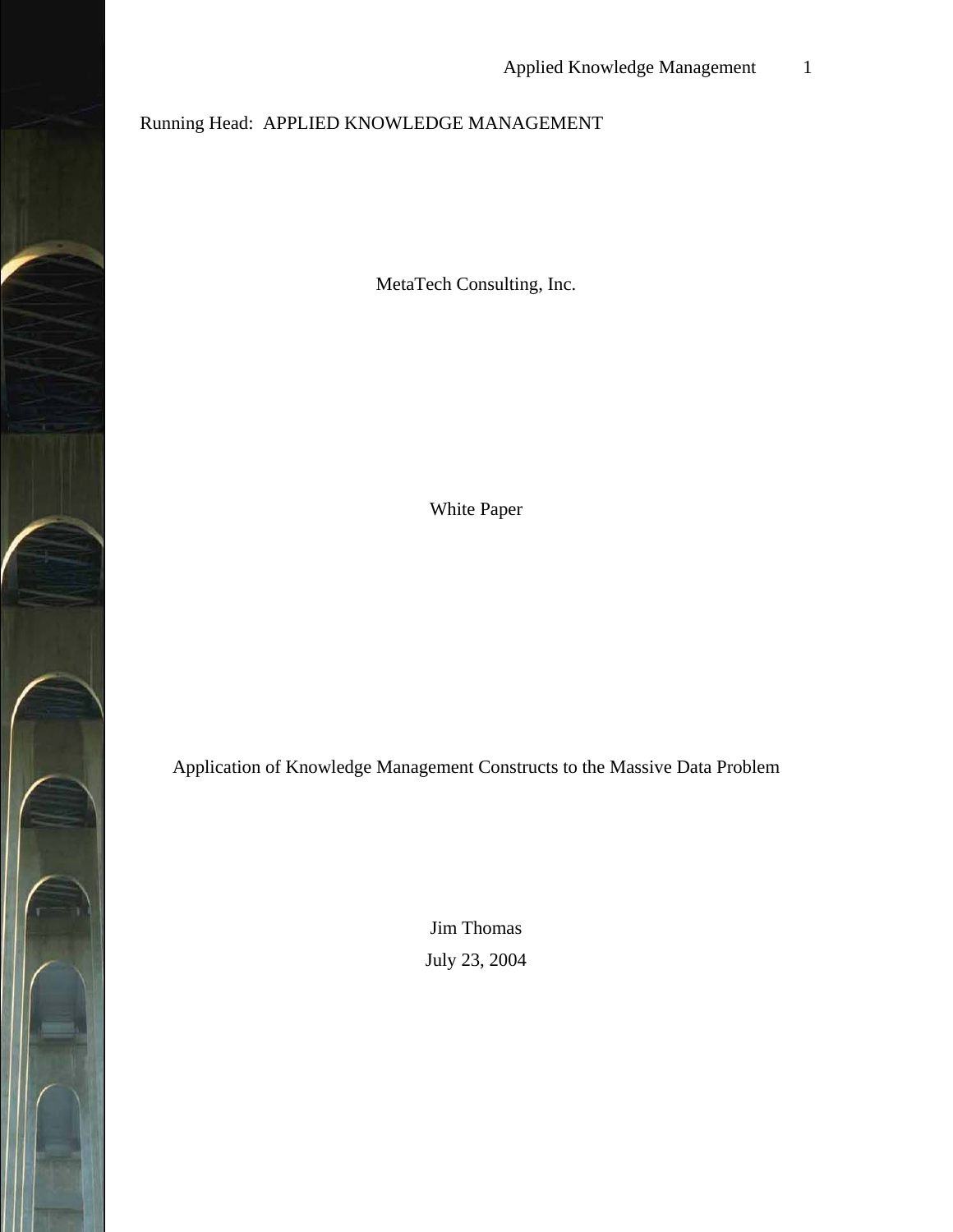Running Head: APPLIED KNOWLEDGE MANAGEMENT

MetaTech Consulting, Inc.

White Paper

# Application of Knowledge Management Constructs to the Massive Data Problem

Jim Thomas

July 23, 2004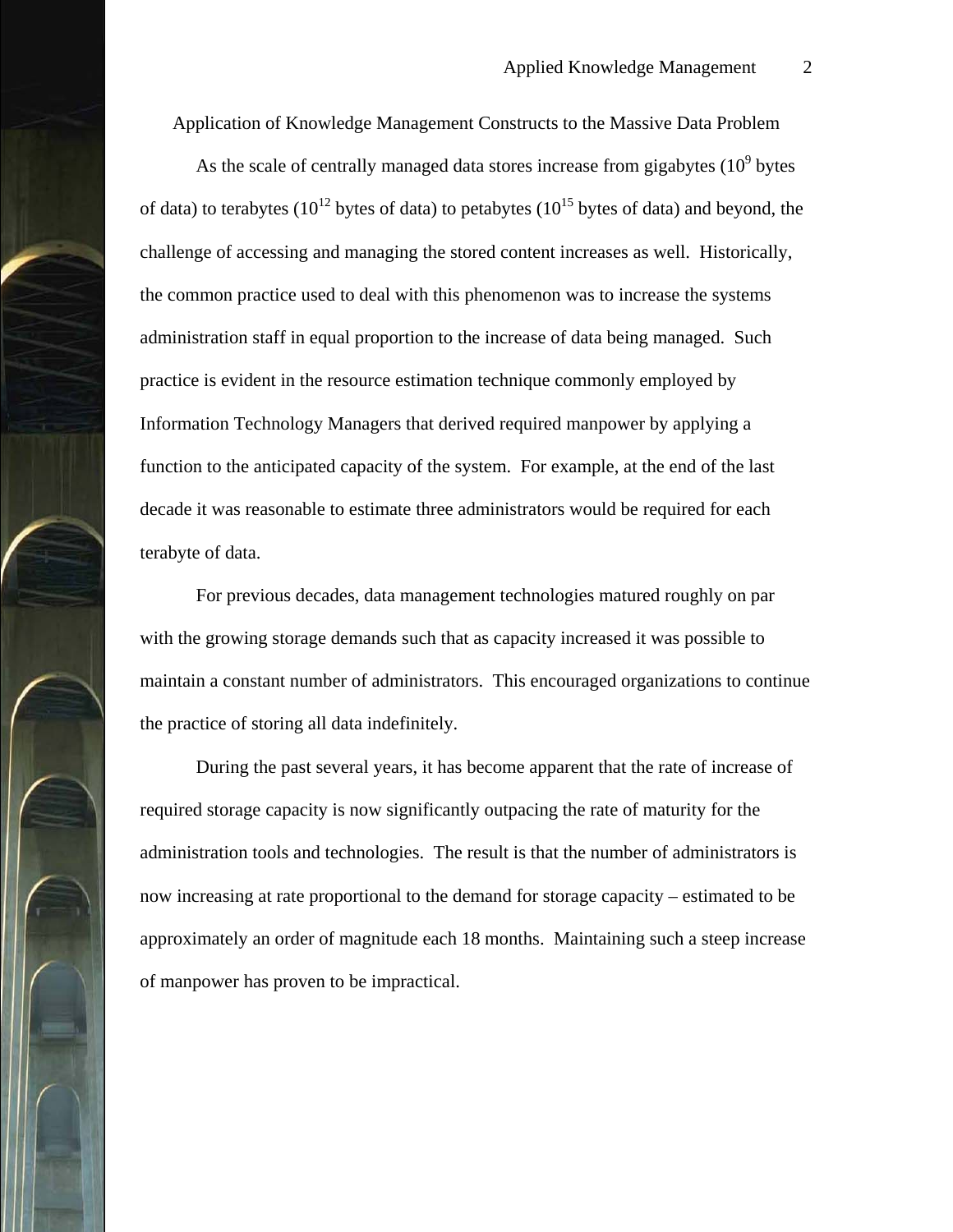# Application of Knowledge Management Constructs to the Massive Data Problem

As the scale of centrally managed data stores increase from gigabytes ($10^9$ bytes of data) to terabytes ($10^{12}$ bytes of data) to petabytes ($10^{15}$ bytes of data) and beyond, the challenge of accessing and managing the stored content increases as well. Historically, the common practice used to deal with this phenomenon was to increase the systems administration staff in equal proportion to the increase of data being managed. Such practice is evident in the resource estimation technique commonly employed by Information Technology Managers that derived required manpower by applying a function to the anticipated capacity of the system. For example, at the end of the last decade it was reasonable to estimate three administrators would be required for each terabyte of data.

For previous decades, data management technologies matured roughly on par with the growing storage demands such that as capacity increased it was possible to maintain a constant number of administrators. This encouraged organizations to continue the practice of storing all data indefinitely.

During the past several years, it has become apparent that the rate of increase of required storage capacity is now significantly outpacing the rate of maturity for the administration tools and technologies. The result is that the number of administrators is now increasing at rate proportional to the demand for storage capacity – estimated to be approximately an order of magnitude each 18 months. Maintaining such a steep increase of manpower has proven to be impractical.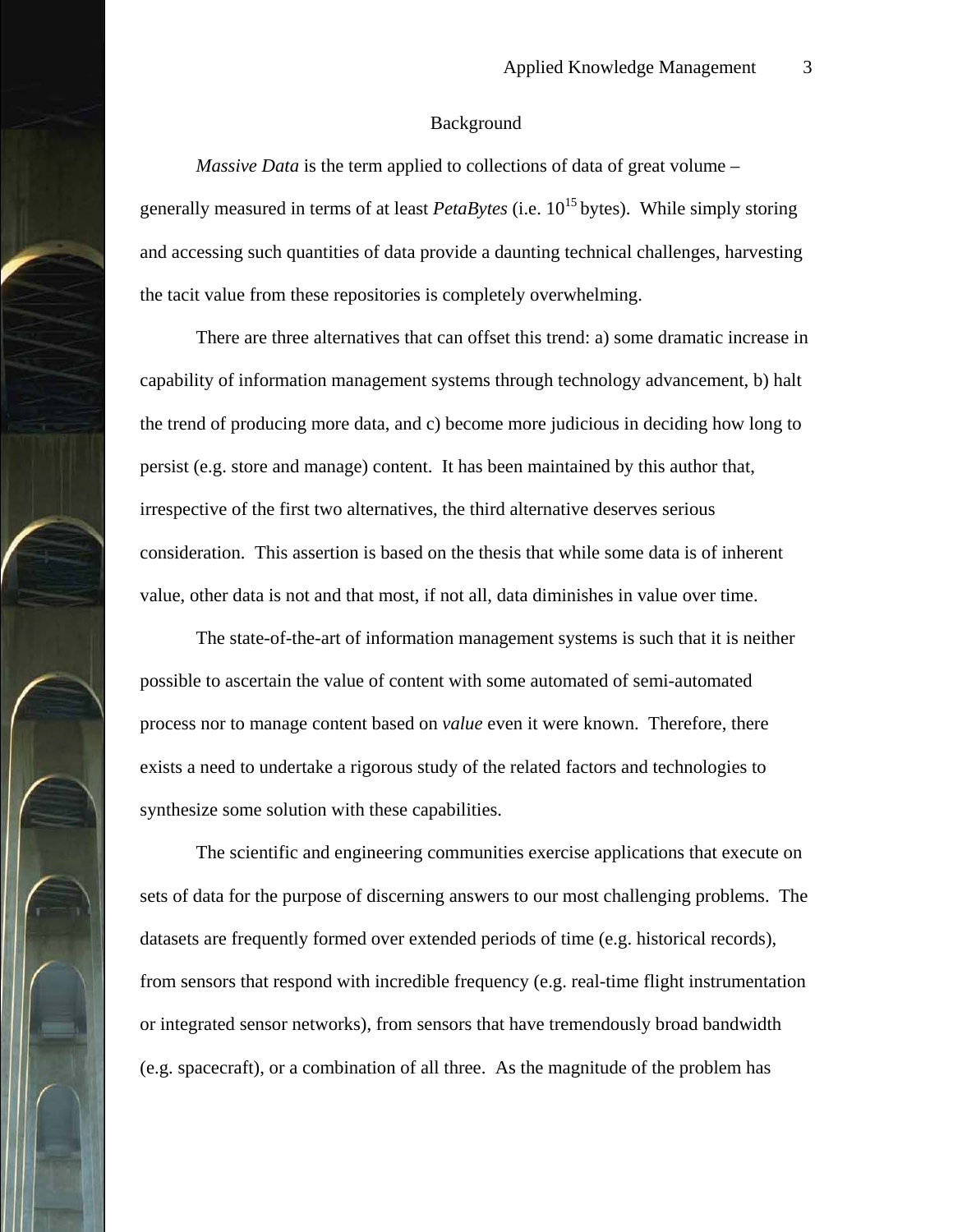## Background

*Massive Data* is the term applied to collections of data of great volume – generally measured in terms of at least *PetaBytes* (i.e. $10^{15}$ bytes). While simply storing and accessing such quantities of data provide a daunting technical challenges, harvesting the tacit value from these repositories is completely overwhelming.

There are three alternatives that can offset this trend: a) some dramatic increase in capability of information management systems through technology advancement, b) halt the trend of producing more data, and c) become more judicious in deciding how long to persist (e.g. store and manage) content. It has been maintained by this author that, irrespective of the first two alternatives, the third alternative deserves serious consideration. This assertion is based on the thesis that while some data is of inherent value, other data is not and that most, if not all, data diminishes in value over time.

The state-of-the-art of information management systems is such that it is neither possible to ascertain the value of content with some automated of semi-automated process nor to manage content based on *value* even it were known. Therefore, there exists a need to undertake a rigorous study of the related factors and technologies to synthesize some solution with these capabilities.

The scientific and engineering communities exercise applications that execute on sets of data for the purpose of discerning answers to our most challenging problems. The datasets are frequently formed over extended periods of time (e.g. historical records), from sensors that respond with incredible frequency (e.g. real-time flight instrumentation or integrated sensor networks), from sensors that have tremendously broad bandwidth (e.g. spacecraft), or a combination of all three. As the magnitude of the problem has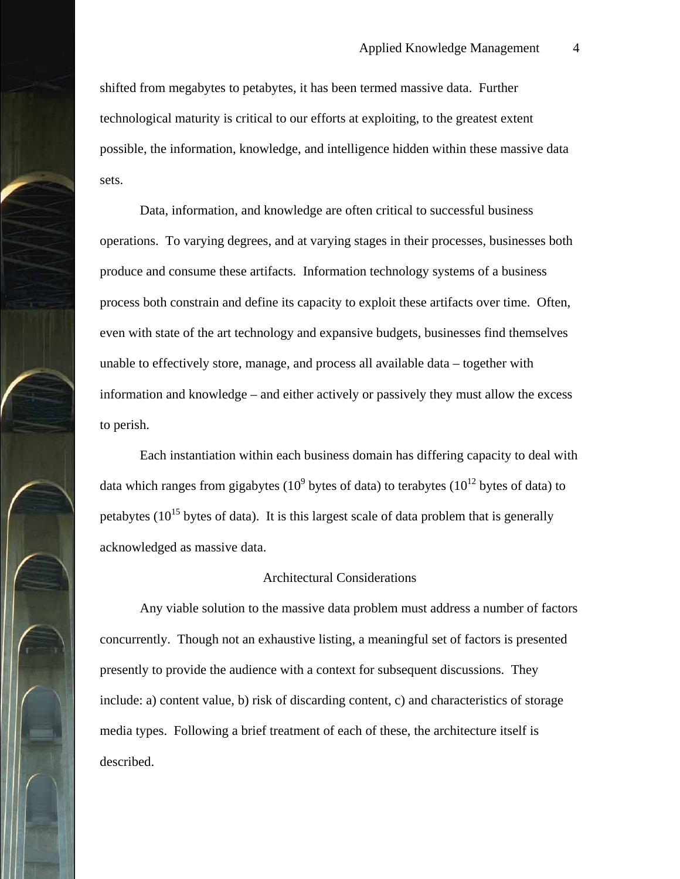shifted from megabytes to petabytes, it has been termed massive data. Further technological maturity is critical to our efforts at exploiting, to the greatest extent possible, the information, knowledge, and intelligence hidden within these massive data sets.

Data, information, and knowledge are often critical to successful business operations. To varying degrees, and at varying stages in their processes, businesses both produce and consume these artifacts. Information technology systems of a business process both constrain and define its capacity to exploit these artifacts over time. Often, even with state of the art technology and expansive budgets, businesses find themselves unable to effectively store, manage, and process all available data – together with information and knowledge – and either actively or passively they must allow the excess to perish.

Each instantiation within each business domain has differing capacity to deal with data which ranges from gigabytes ($10^9$ bytes of data) to terabytes ($10^{12}$ bytes of data) to petabytes ($10^{15}$ bytes of data). It is this largest scale of data problem that is generally acknowledged as massive data.

## Architectural Considerations

Any viable solution to the massive data problem must address a number of factors concurrently. Though not an exhaustive listing, a meaningful set of factors is presented presently to provide the audience with a context for subsequent discussions. They include: a) content value, b) risk of discarding content, c) and characteristics of storage media types. Following a brief treatment of each of these, the architecture itself is described.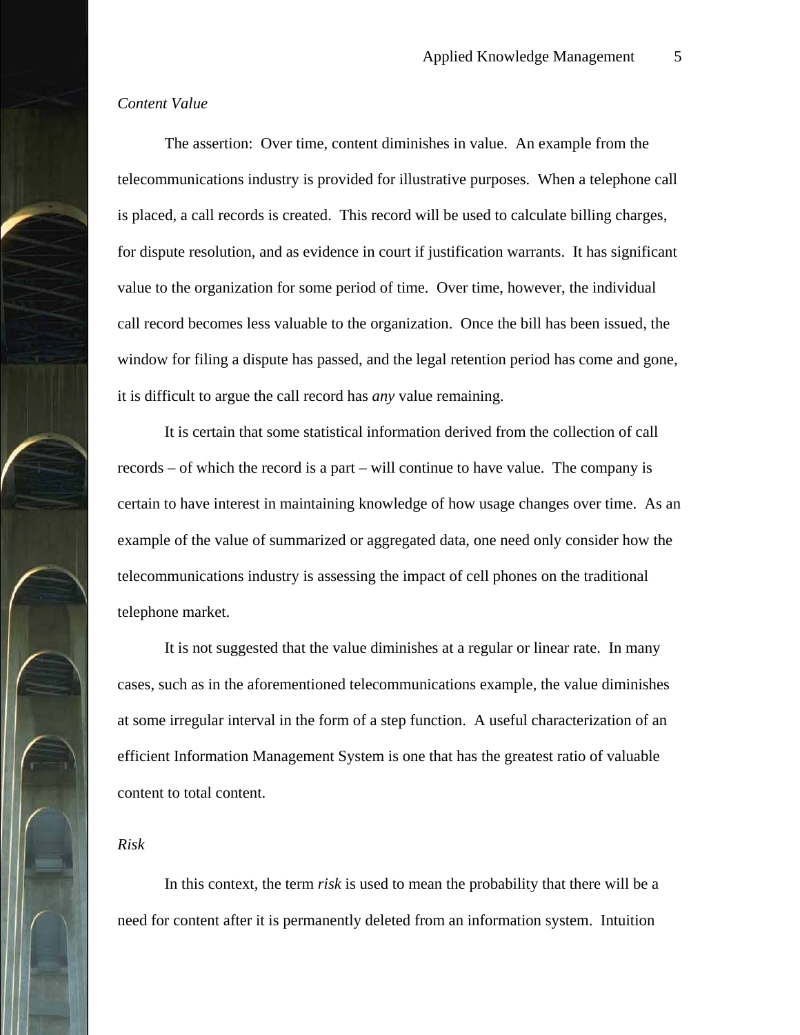*Content Value*

The assertion: Over time, content diminishes in value. An example from the telecommunications industry is provided for illustrative purposes. When a telephone call is placed, a call records is created. This record will be used to calculate billing charges, for dispute resolution, and as evidence in court if justification warrants. It has significant value to the organization for some period of time. Over time, however, the individual call record becomes less valuable to the organization. Once the bill has been issued, the window for filing a dispute has passed, and the legal retention period has come and gone, it is difficult to argue the call record has *any* value remaining.

It is certain that some statistical information derived from the collection of call records – of which the record is a part – will continue to have value. The company is certain to have interest in maintaining knowledge of how usage changes over time. As an example of the value of summarized or aggregated data, one need only consider how the telecommunications industry is assessing the impact of cell phones on the traditional telephone market.

It is not suggested that the value diminishes at a regular or linear rate. In many cases, such as in the aforementioned telecommunications example, the value diminishes at some irregular interval in the form of a step function. A useful characterization of an efficient Information Management System is one that has the greatest ratio of valuable content to total content.

*Risk*

In this context, the term *risk* is used to mean the probability that there will be a need for content after it is permanently deleted from an information system. Intuition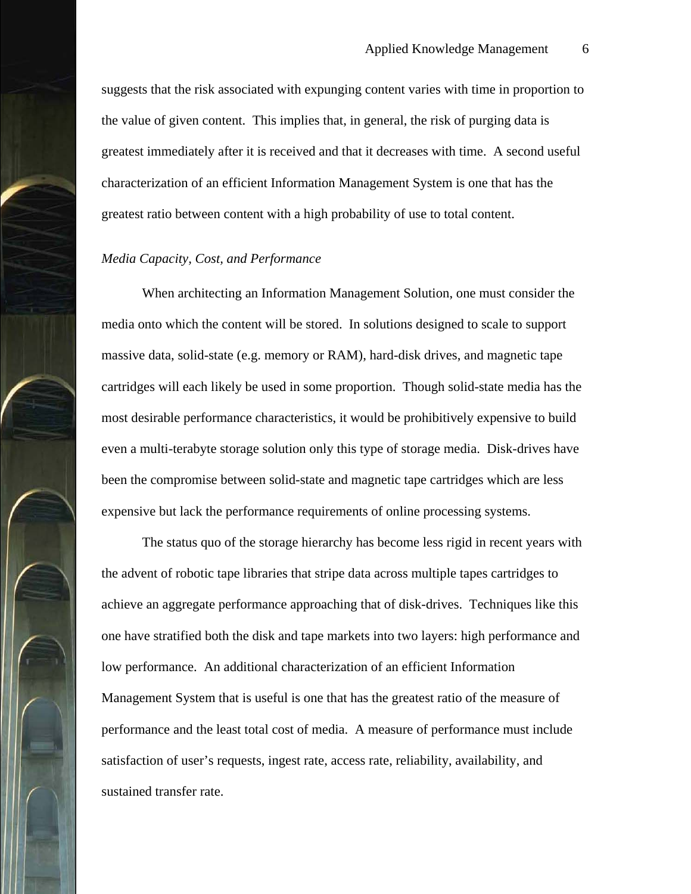suggests that the risk associated with expunging content varies with time in proportion to the value of given content. This implies that, in general, the risk of purging data is greatest immediately after it is received and that it decreases with time. A second useful characterization of an efficient Information Management System is one that has the greatest ratio between content with a high probability of use to total content.

*Media Capacity, Cost, and Performance*

When architecting an Information Management Solution, one must consider the media onto which the content will be stored. In solutions designed to scale to support massive data, solid-state (e.g. memory or RAM), hard-disk drives, and magnetic tape cartridges will each likely be used in some proportion. Though solid-state media has the most desirable performance characteristics, it would be prohibitively expensive to build even a multi-terabyte storage solution only this type of storage media. Disk-drives have been the compromise between solid-state and magnetic tape cartridges which are less expensive but lack the performance requirements of online processing systems.

The status quo of the storage hierarchy has become less rigid in recent years with the advent of robotic tape libraries that stripe data across multiple tapes cartridges to achieve an aggregate performance approaching that of disk-drives. Techniques like this one have stratified both the disk and tape markets into two layers: high performance and low performance. An additional characterization of an efficient Information Management System that is useful is one that has the greatest ratio of the measure of performance and the least total cost of media. A measure of performance must include satisfaction of user's requests, ingest rate, access rate, reliability, availability, and sustained transfer rate.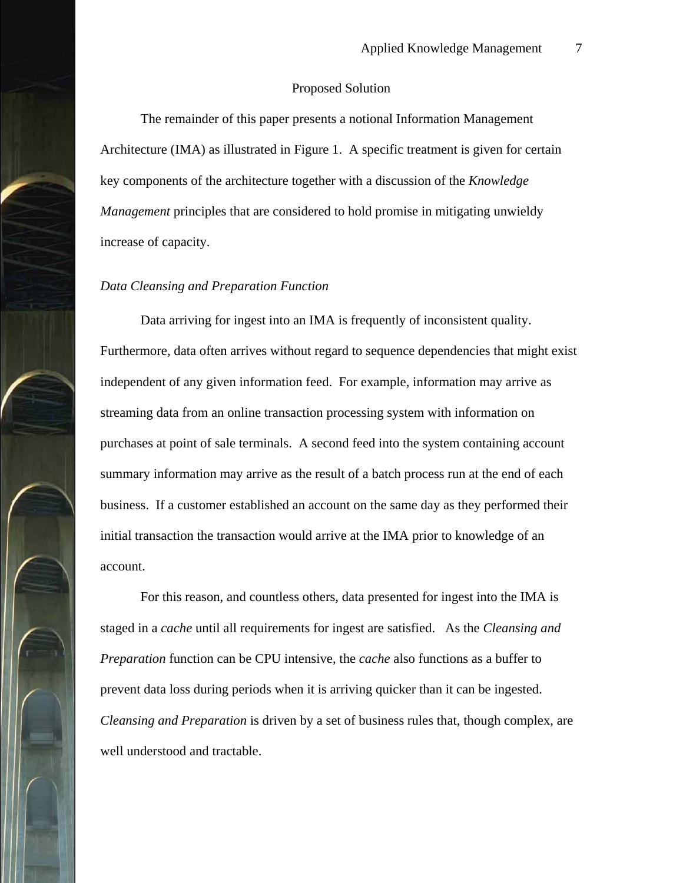## Proposed Solution

The remainder of this paper presents a notional Information Management Architecture (IMA) as illustrated in Figure 1. A specific treatment is given for certain key components of the architecture together with a discussion of the *Knowledge Management* principles that are considered to hold promise in mitigating unwieldy increase of capacity.

### *Data Cleansing and Preparation Function*

Data arriving for ingest into an IMA is frequently of inconsistent quality. Furthermore, data often arrives without regard to sequence dependencies that might exist independent of any given information feed. For example, information may arrive as streaming data from an online transaction processing system with information on purchases at point of sale terminals. A second feed into the system containing account summary information may arrive as the result of a batch process run at the end of each business. If a customer established an account on the same day as they performed their initial transaction the transaction would arrive at the IMA prior to knowledge of an account.

For this reason, and countless others, data presented for ingest into the IMA is staged in a *cache* until all requirements for ingest are satisfied. As the *Cleansing and Preparation* function can be CPU intensive, the *cache* also functions as a buffer to prevent data loss during periods when it is arriving quicker than it can be ingested. *Cleansing and Preparation* is driven by a set of business rules that, though complex, are well understood and tractable.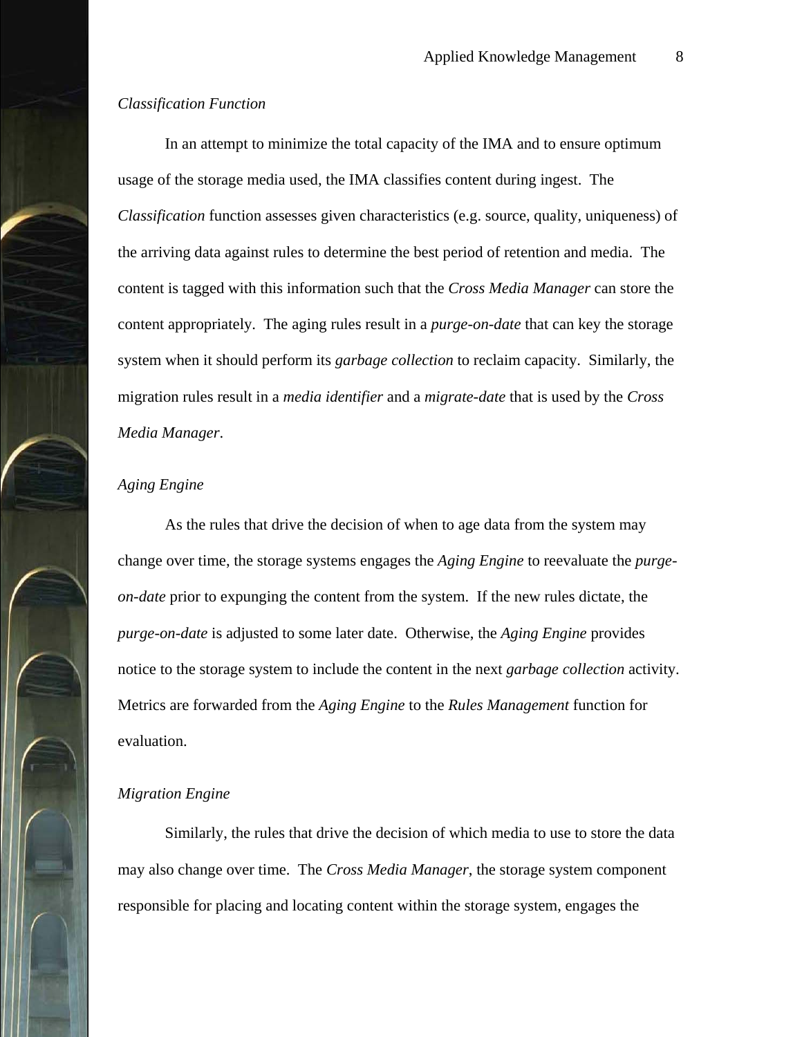### *Classification Function*

In an attempt to minimize the total capacity of the IMA and to ensure optimum usage of the storage media used, the IMA classifies content during ingest. The *Classification* function assesses given characteristics (e.g. source, quality, uniqueness) of the arriving data against rules to determine the best period of retention and media. The content is tagged with this information such that the *Cross Media Manager* can store the content appropriately. The aging rules result in a *purge-on-date* that can key the storage system when it should perform its *garbage collection* to reclaim capacity. Similarly, the migration rules result in a *media identifier* and a *migrate-date* that is used by the *Cross Media Manager*.

### *Aging Engine*

As the rules that drive the decision of when to age data from the system may change over time, the storage systems engages the *Aging Engine* to reevaluate the *purge-on-date* prior to expunging the content from the system. If the new rules dictate, the *purge-on-date* is adjusted to some later date. Otherwise, the *Aging Engine* provides notice to the storage system to include the content in the next *garbage collection* activity. Metrics are forwarded from the *Aging Engine* to the *Rules Management* function for evaluation.

### *Migration Engine*

Similarly, the rules that drive the decision of which media to use to store the data may also change over time. The *Cross Media Manager*, the storage system component responsible for placing and locating content within the storage system, engages the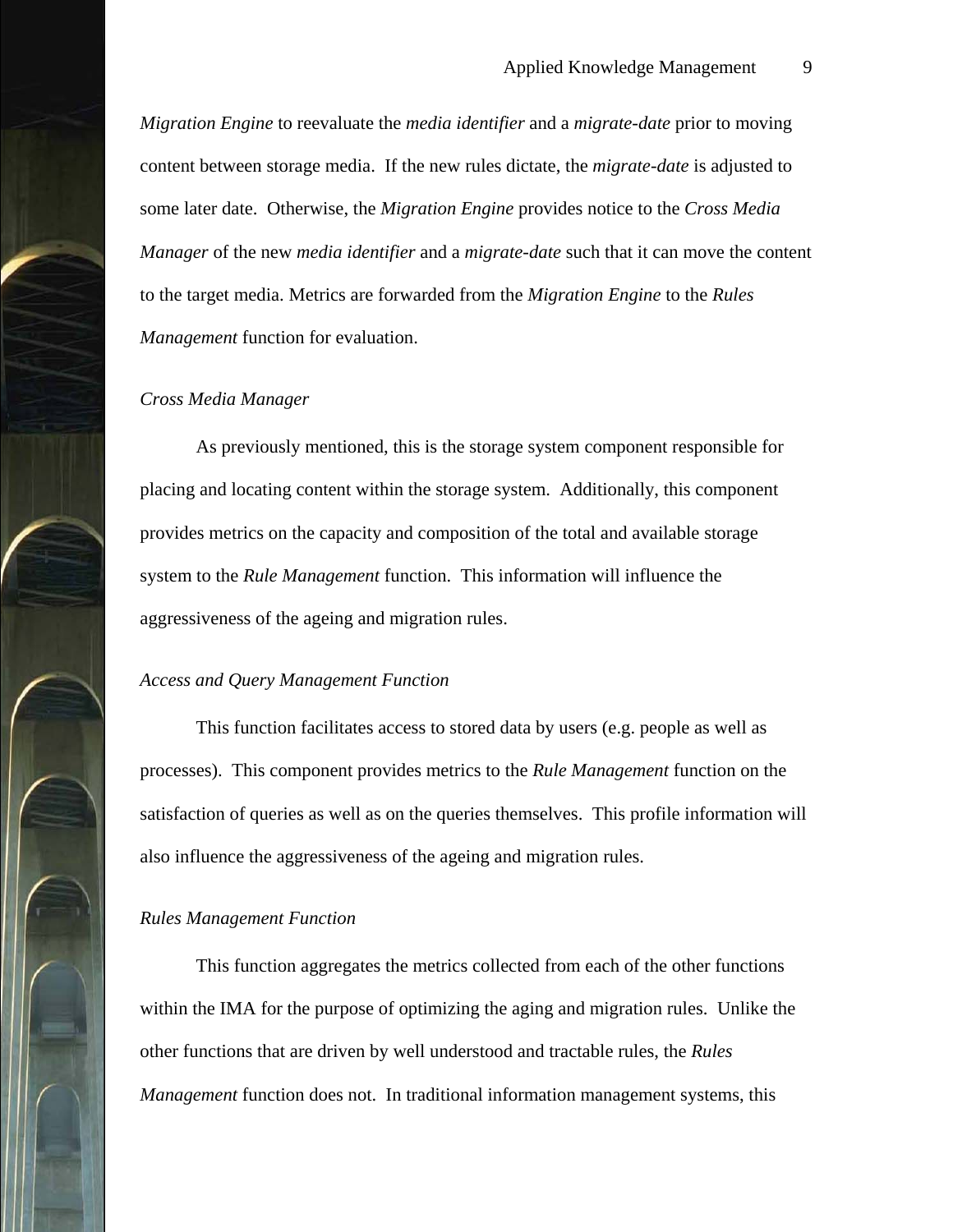*Migration Engine* to reevaluate the *media identifier* and a *migrate-date* prior to moving content between storage media. If the new rules dictate, the *migrate-date* is adjusted to some later date. Otherwise, the *Migration Engine* provides notice to the *Cross Media Manager* of the new *media identifier* and a *migrate-date* such that it can move the content to the target media. Metrics are forwarded from the *Migration Engine* to the *Rules Management* function for evaluation.

### *Cross Media Manager*

As previously mentioned, this is the storage system component responsible for placing and locating content within the storage system. Additionally, this component provides metrics on the capacity and composition of the total and available storage system to the *Rule Management* function. This information will influence the aggressiveness of the ageing and migration rules.

### *Access and Query Management Function*

This function facilitates access to stored data by users (e.g. people as well as processes). This component provides metrics to the *Rule Management* function on the satisfaction of queries as well as on the queries themselves. This profile information will also influence the aggressiveness of the ageing and migration rules.

### *Rules Management Function*

This function aggregates the metrics collected from each of the other functions within the IMA for the purpose of optimizing the aging and migration rules. Unlike the other functions that are driven by well understood and tractable rules, the *Rules Management* function does not. In traditional information management systems, this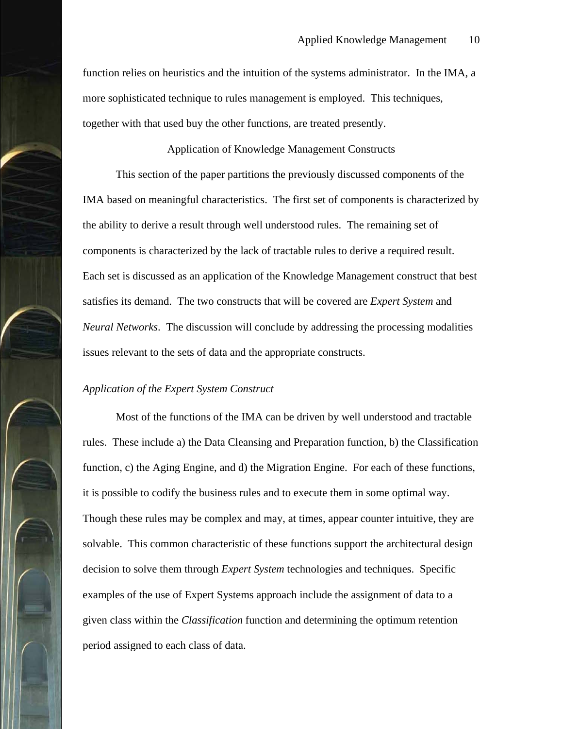function relies on heuristics and the intuition of the systems administrator. In the IMA, a more sophisticated technique to rules management is employed. This techniques, together with that used buy the other functions, are treated presently.

## Application of Knowledge Management Constructs

This section of the paper partitions the previously discussed components of the IMA based on meaningful characteristics. The first set of components is characterized by the ability to derive a result through well understood rules. The remaining set of components is characterized by the lack of tractable rules to derive a required result. Each set is discussed as an application of the Knowledge Management construct that best satisfies its demand. The two constructs that will be covered are *Expert System* and *Neural Networks*. The discussion will conclude by addressing the processing modalities issues relevant to the sets of data and the appropriate constructs.

### *Application of the Expert System Construct*

Most of the functions of the IMA can be driven by well understood and tractable rules. These include a) the Data Cleansing and Preparation function, b) the Classification function, c) the Aging Engine, and d) the Migration Engine. For each of these functions, it is possible to codify the business rules and to execute them in some optimal way. Though these rules may be complex and may, at times, appear counter intuitive, they are solvable. This common characteristic of these functions support the architectural design decision to solve them through *Expert System* technologies and techniques. Specific examples of the use of Expert Systems approach include the assignment of data to a given class within the *Classification* function and determining the optimum retention period assigned to each class of data.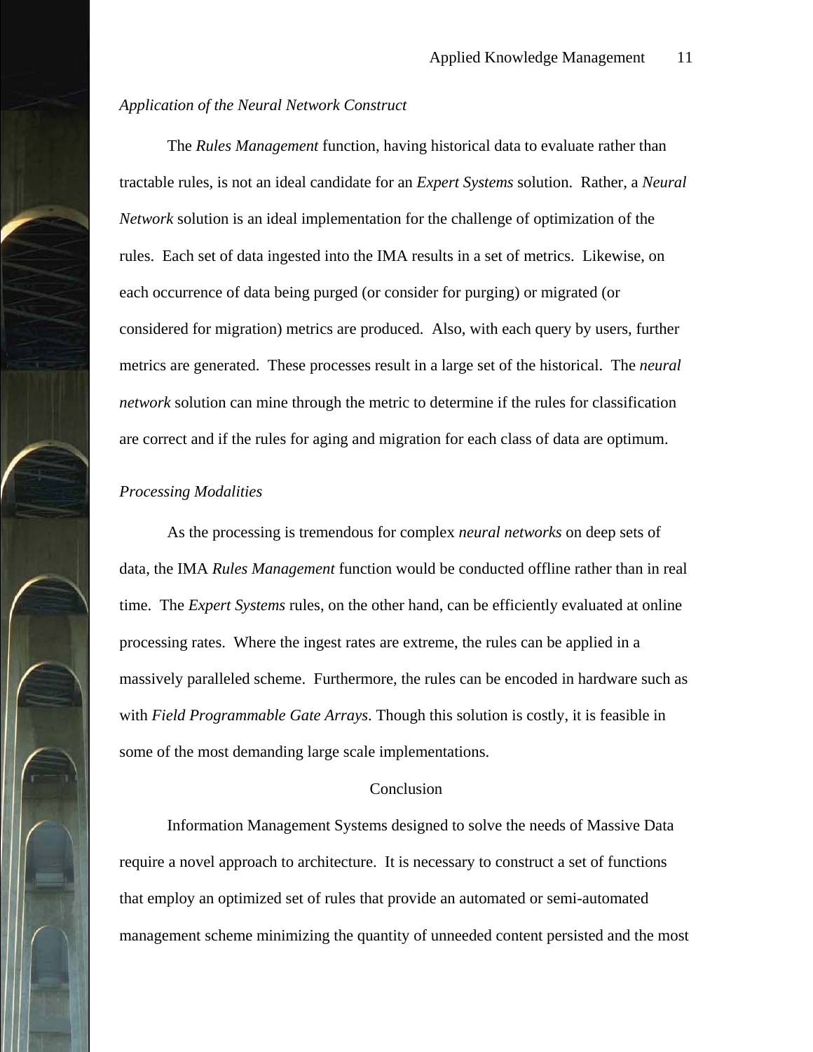*Application of the Neural Network Construct*

The *Rules Management* function, having historical data to evaluate rather than tractable rules, is not an ideal candidate for an *Expert Systems* solution. Rather, a *Neural Network* solution is an ideal implementation for the challenge of optimization of the rules. Each set of data ingested into the IMA results in a set of metrics. Likewise, on each occurrence of data being purged (or consider for purging) or migrated (or considered for migration) metrics are produced. Also, with each query by users, further metrics are generated. These processes result in a large set of the historical. The *neural network* solution can mine through the metric to determine if the rules for classification are correct and if the rules for aging and migration for each class of data are optimum.

*Processing Modalities*

As the processing is tremendous for complex *neural networks* on deep sets of data, the IMA *Rules Management* function would be conducted offline rather than in real time. The *Expert Systems* rules, on the other hand, can be efficiently evaluated at online processing rates. Where the ingest rates are extreme, the rules can be applied in a massively paralleled scheme. Furthermore, the rules can be encoded in hardware such as with *Field Programmable Gate Arrays*. Though this solution is costly, it is feasible in some of the most demanding large scale implementations.

## Conclusion

Information Management Systems designed to solve the needs of Massive Data require a novel approach to architecture. It is necessary to construct a set of functions that employ an optimized set of rules that provide an automated or semi-automated management scheme minimizing the quantity of unneeded content persisted and the most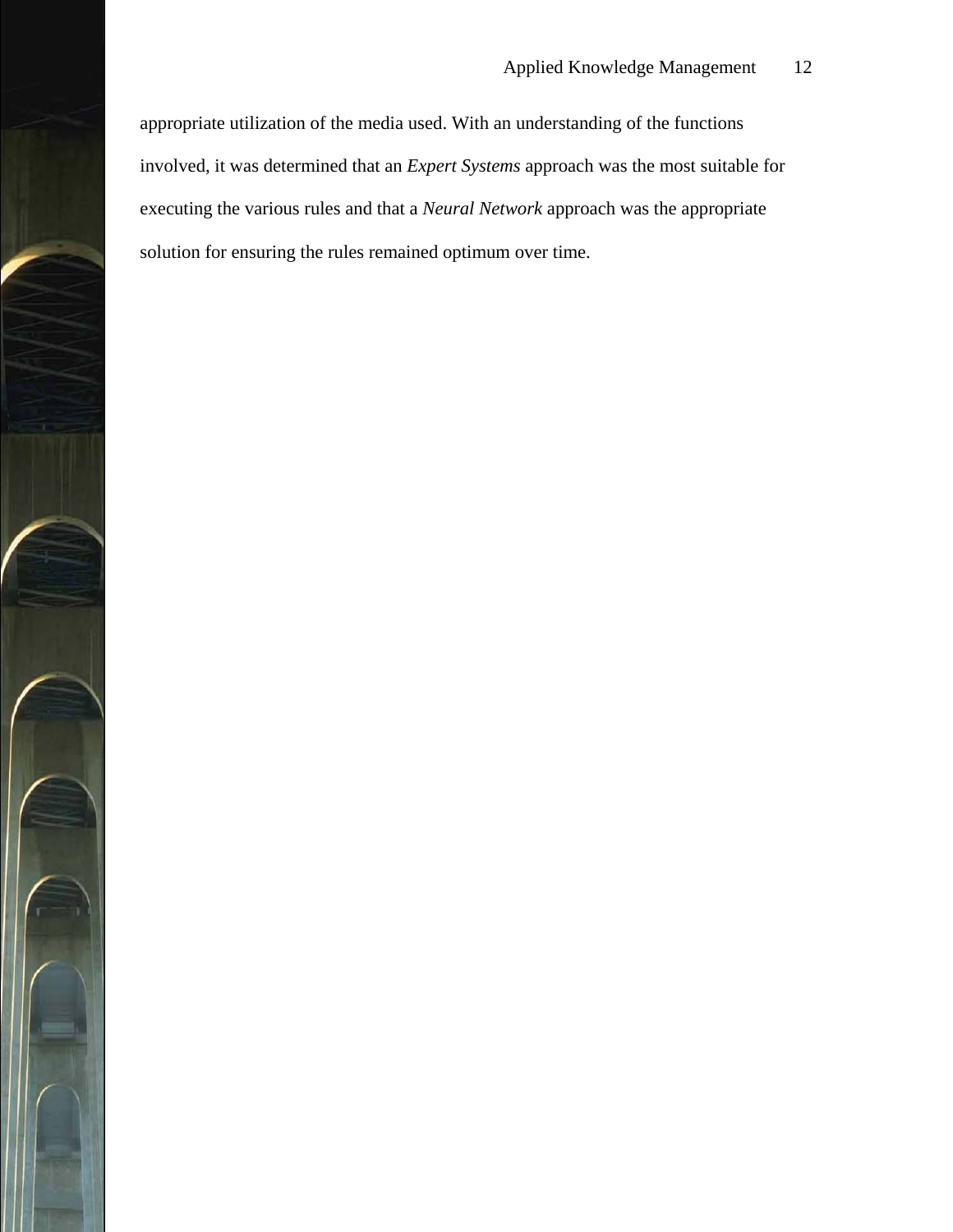appropriate utilization of the media used. With an understanding of the functions involved, it was determined that an *Expert Systems* approach was the most suitable for executing the various rules and that a *Neural Network* approach was the appropriate solution for ensuring the rules remained optimum over time.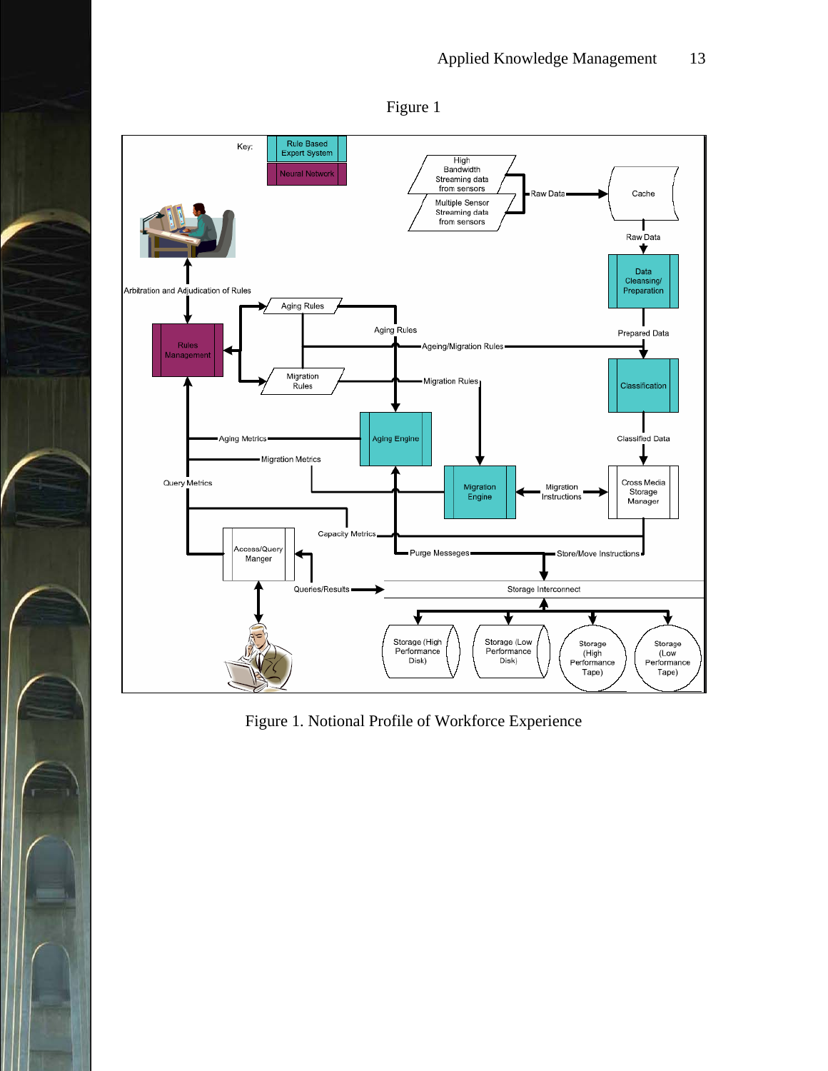Figure 1

Key:
Rule Based Expert System
Neural Network

High Bandwidth Streaming data from sensors
Multiple Sensor Streaming data from sensors
Raw Data
Cache
Raw Data
Data Cleansing/ Preparation
Prepared Data
Classification
Classified Data
Cross Media Storage Manager
Migration Instructions
Migration Engine
Aging Engine
Aging Rules
Migration Rules
Ageing/Migration Rules
Aging Rules
Migration Rules
Rules Management
Arbitration and Adjudication of Rules
Aging Metrics
Migration Metrics
Query Metrics
Capacity Metrics
Access/Query Manger
Purge Messeges
Store/Move Instructions
Queries/Results
Storage Interconnect
Storage (High Performance Disk)
Storage (Low Performance Disk)
Storage (High Performance Tape)
Storage (Low Performance Tape)

Figure 1. Notional Profile of Workforce Experience